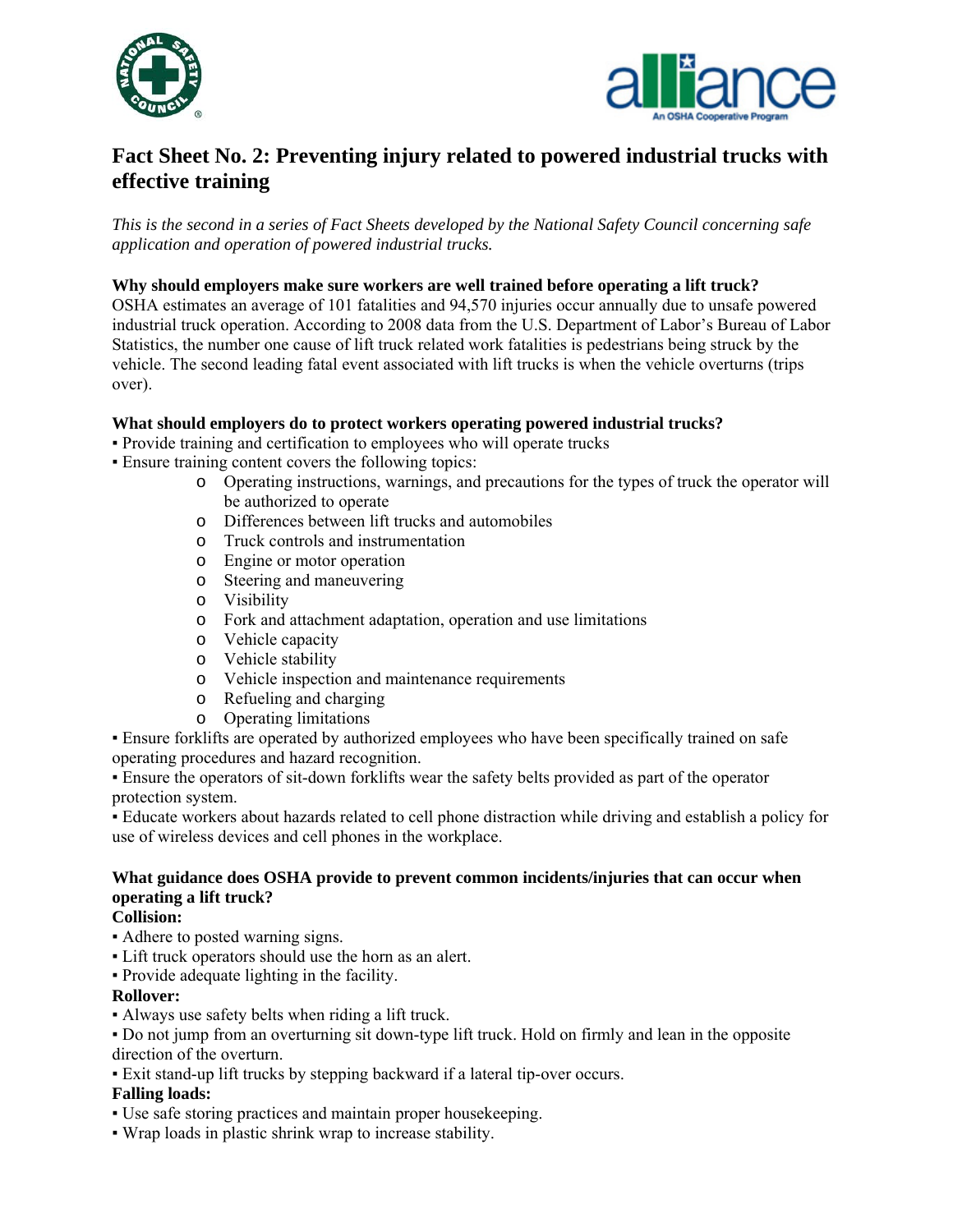# Fact Sheet No. 2: Preventing injury related to powered industrial trucks with effective training

*This is the second in a series of Fact Sheets developed by the National Safety Council concerning safe application and operation of powered industrial trucks.*

**Why should employers make sure workers are well trained before operating a lift truck?**

OSHA estimates an average of 101 fatalities and 94,570 injuries occur annually due to unsafe powered industrial truck operation. According to 2008 data from the U.S. Department of Labor's Bureau of Labor Statistics, the number one cause of lift truck related work fatalities is pedestrians being struck by the vehicle. The second leading fatal event associated with lift trucks is when the vehicle overturns (trips over).

**What should employers do to protect workers operating powered industrial trucks?**

- Provide training and certification to employees who will operate trucks
- Ensure training content covers the following topics:
  - Operating instructions, warnings, and precautions for the types of truck the operator will be authorized to operate
  - Differences between lift trucks and automobiles
  - Truck controls and instrumentation
  - Engine or motor operation
  - Steering and maneuvering
  - Visibility
  - Fork and attachment adaptation, operation and use limitations
  - Vehicle capacity
  - Vehicle stability
  - Vehicle inspection and maintenance requirements
  - Refueling and charging
  - Operating limitations
- Ensure forklifts are operated by authorized employees who have been specifically trained on safe operating procedures and hazard recognition.
- Ensure the operators of sit-down forklifts wear the safety belts provided as part of the operator protection system.
- Educate workers about hazards related to cell phone distraction while driving and establish a policy for use of wireless devices and cell phones in the workplace.

**What guidance does OSHA provide to prevent common incidents/injuries that can occur when operating a lift truck?**

**Collision:**

- Adhere to posted warning signs.
- Lift truck operators should use the horn as an alert.
- Provide adequate lighting in the facility.

**Rollover:**

- Always use safety belts when riding a lift truck.
- Do not jump from an overturning sit down-type lift truck. Hold on firmly and lean in the opposite direction of the overturn.
- Exit stand-up lift trucks by stepping backward if a lateral tip-over occurs.

**Falling loads:**

- Use safe storing practices and maintain proper housekeeping.
- Wrap loads in plastic shrink wrap to increase stability.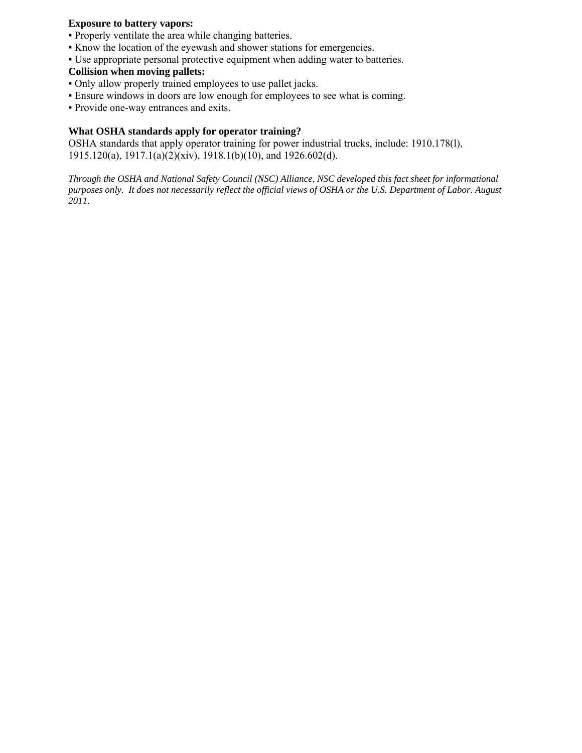**Exposure to battery vapors:**

▪ Properly ventilate the area while changing batteries.
▪ Know the location of the eyewash and shower stations for emergencies.
▪ Use appropriate personal protective equipment when adding water to batteries.

**Collision when moving pallets:**

▪ Only allow properly trained employees to use pallet jacks.
▪ Ensure windows in doors are low enough for employees to see what is coming.
▪ Provide one-way entrances and exits.

**What OSHA standards apply for operator training?**

OSHA standards that apply operator training for power industrial trucks, include: 1910.178(l), 1915.120(a), 1917.1(a)(2)(xiv), 1918.1(b)(10), and 1926.602(d).

*Through the OSHA and National Safety Council (NSC) Alliance, NSC developed this fact sheet for informational purposes only. It does not necessarily reflect the official views of OSHA or the U.S. Department of Labor. August 2011.*